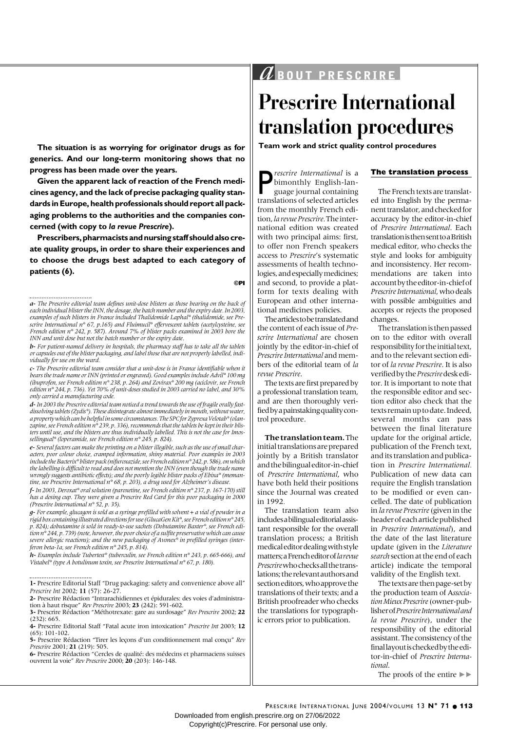**The situation is as worrying for originator drugs as for generics. And our long-term monitoring shows that no progress has been made over the years.**

**Given the apparent lack of reaction of the French medicines agency, and the lack of precise packaging quality standards in Europe, health professionals should report all packaging problems to the authorities and the companies concerned (with copy to *la revue Prescrire*).**

**Prescribers, pharmacists and nursing staff should also create quality groups, in order to share their experiences and to choose the drugs best adapted to each category of patients (6).**

**©PI**

*a- The Prescrire editorial team defines unit-dose blisters as those bearing on the back of each individual blister the INN, the dosage, the batch number and the expiry date. In 2003, examples of such blisters in France included Thalidomide Laphal° (thalidomide, see Prescrire International n° 67, p.165) and Fluimucil° effervescent tablets (acetylcysteine, see French edition n° 242, p. 587). Around 7% of blister packs examined in 2003 bore the INN and unit dose but not the batch number or the expiry date.*

*b- For patient-named delivery in hospitals, the pharmacy staff has to take all the tablets or capsules out of the blister packaging, and label those that are not properly labelled, individually for use on the ward.*

*c- The Prescrire editorial team consider that a unit-dose is in France identifiable when it bears the trade name or INN (printed or engraved). Good examples include Advil° 100 mg (ibuprofen, see French edition n° 238, p. 264) and Zovirax° 200 mg (aciclovir, see French edition n° 244, p. 736). Yet 70% of unit-doses studied in 2003 carried no label, and 30% only carried a manufacturing code.*

*d- In 2003 the Prescrire editorial team noticed a trend towards the use of fragile orally fast-dissolving tablets (Zydis°). These disintegrate almost immediately in mouth, without water, a property which can be helpful in some circumstances. The SPC for Zyprexa Velotab° (olanzapine, see French edition n° 239, p. 336), recommends that the tablets be kept in their blisters until use, and the blisters are thus individually labelled. This is not the case for Imossellingual° (loperamide, see French edition n° 245, p. 824).*

*e- Several factors can make the printing on a blister illegible, such as the use of small characters, poor colour choice, cramped information, shiny material. Poor examples in 2003 include the Bacterix° blister pack (nifuroxazide, see French edition n° 242, p. 586), on which the labelling is difficult to read and does not mention the INN (even though the trade name wrongly suggests antibiotic effects); and the poorly legible blister packs of Ebixa° (memantine, see Prescrire International n° 68, p. 203), a drug used for Alzheimer's disease.*

*f- In 2003, Deroxat° oral solution (paroxetine, see French edition n° 237, p. 167-170) still has a dosing cup. They were given a Prescrire Red Card for this poor packaging in 2000 (Prescrire International n° 52, p. 35).*

*g- For example, glucagon is sold as a syringe prefilled with solvent + a vial of powder in a rigid box containing illustrated directions for use (GlucaGen Kit°, see French edition n° 245, p. 824); dobutamine is sold in ready-to-use sachets (Dobutamine Baxter°, see French edition n° 244, p. 739) (note, however, the poor choice of a sulfite preservative which can cause severe allergic reactions); and the new packaging of Avonex° in prefilled syringes (interferon beta-1a, see French edition n° 245, p. 814).*

*h- Examples include Tubertest° (tuberculin, see French edition n° 243, p. 665-666), and Vistabel° (type A botulinum toxin, see Prescrire International n° 67, p. 180).*

1- Prescrire Editorial Staff "Drug packaging: safety and convenience above all" *Prescrire Int* 2002; **11** (57): 26-27.

2- Prescrire Rédaction "Intrarachidiennes et épidurales: des voies d'administration à haut risque" *Rev Prescrire* 2003; **23** (242): 591-602.

3- Prescrire Rédaction "Méthotrexate: gare au surdosage" *Rev Prescrire* 2002; **22** (232): 665.

4- Prescrire Editorial Staff "Fatal acute iron intoxication" *Prescrire Int* 2003; **12** (65): 101-102.

5- Prescrire Rédaction "Tirer les leçons d'un conditionnement mal conçu" *Rev Prescrire* 2001; **21** (219): 505.

6- Prescrire Rédaction "Cercles de qualité: des médecins et pharmaciens suisses ouvrent la voie" *Rev Prescrire* 2000; **20** (203): 146-148.

*a*BOUT PRESCRIRE

# Prescrire International translation procedures

**Team work and strict quality control procedures**

*Prescrire International* is a bimonthly English-language journal containing translations of selected articles from the monthly French edition, *la revue Prescrire*. The international edition was created with two principal aims: first, to offer non French speakers access to *Prescrire*'s systematic assessments of health technologies, and especially medicines; and second, to provide a platform for texts dealing with European and other international medicines policies.

The articles to be translated and the content of each issue of *Prescrire International* are chosen jointly by the editor-in-chief of *Prescrire International* and members of the editorial team of *la revue Prescrire*.

The texts are first prepared by a professional translation team, and are then thoroughly verified by a painstaking quality control procedure.

**The translation team.** The initial translations are prepared jointly by a British translator and the bilingual editor-in-chief of *Prescrire International*, who have both held their positions since the Journal was created in 1992.

The translation team also includes a bilingual editorial assistant responsible for the overall translation process; a British medical editor dealing with style matters; a French editor of *la revue Prescrire* who checks all the translations; the relevant authors and section editors, who approve the translations of their texts; and a British proofreader who checks the translations for typographic errors prior to publication.

### The translation process

The French texts are translated into English by the permanent translator, and checked for accuracy by the editor-in-chief of *Prescrire International*. Each translation is then sent to a British medical editor, who checks the style and looks for ambiguity and inconsistency. Her recommendations are taken into account by the editor-in-chief of *Prescrire International*, who deals with possible ambiguities and accepts or rejects the proposed changes.

The translation is then passed on to the editor with overall responsibility for the initial text, and to the relevant section editor of *la revue Prescrire*. It is also verified by the *Prescrire* desk editor. It is important to note that the responsible editor and section editor also check that the texts remain up to date. Indeed, several months can pass between the final literature update for the original article, publication of the French text, and its translation and publication in *Prescrire International*. Publication of new data can require the English translation to be modified or even cancelled. The date of publication in *la revue Prescrire* (given in the header of each article published in *Prescrire International*), and the date of the last literature update (given in the *Literature search* section at the end of each article) indicate the temporal validity of the English text.

The texts are then page-set by the production team of A*ssociation Mieux Prescrire* (owner-publisher of *Prescrire International and la revue Prescrire*), under the responsibility of the editorial assistant. The consistency of the final layout is checked by the editor-in-chief of *Prescrire International*.

The proofs of the entire ►►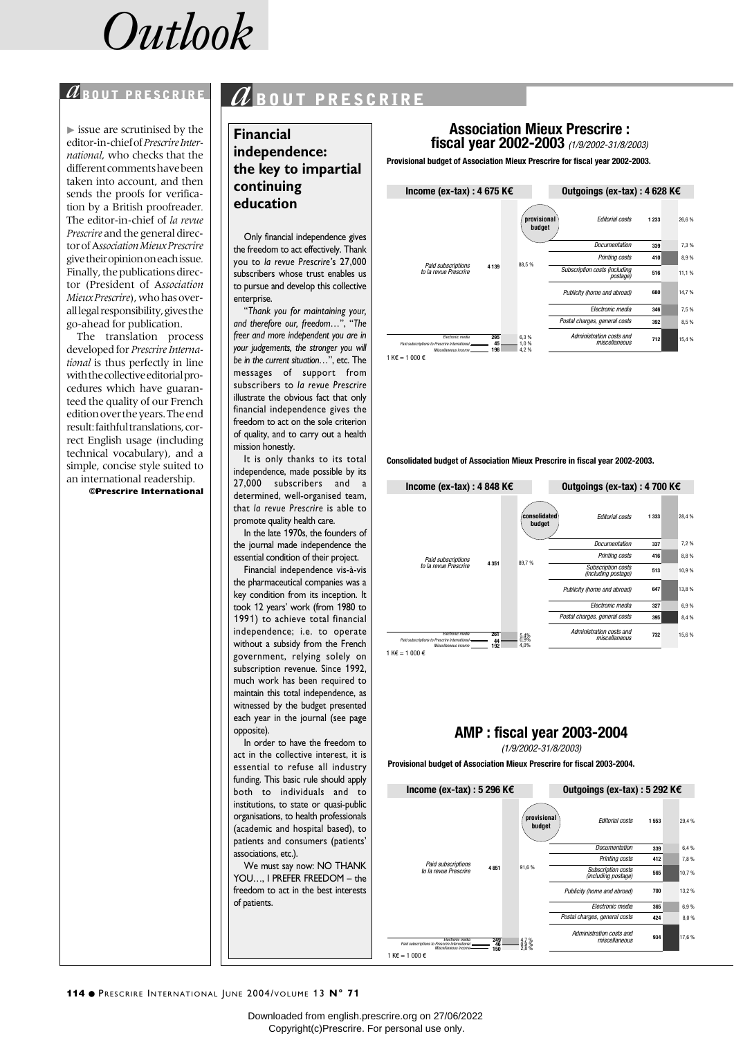issue are scrutinised by the editor-in-chief of *Prescrire International*, who checks that the different comments have been taken into account, and then sends the proofs for verification by a British proofreader. The editor-in-chief of *la revue Prescrire* and the general director of A*ssociation Mieux Prescrire* give their opinion on each issue. Finally, the publications director (President of A*ssociation Mieux Prescrire*), who has overall legal responsibility, gives the go-ahead for publication.

The translation process developed for *Prescrire International* is thus perfectly in line with the collective editorial procedures which have guaranteed the quality of our French edition over the years. The end result: faithful translations, correct English usage (including technical vocabulary), and a simple, concise style suited to an international readership.

**©Prescrire International**

## Financial independence: the key to impartial continuing education

Only financial independence gives the freedom to act effectively. Thank you to *la revue Prescrire*'s 27,000 subscribers whose trust enables us to pursue and develop this collective enterprise.

"*Thank you for maintaining your, and therefore our, freedom*…", "*The freer and more independent you are in your judgements, the stronger you will be in the current situation*…", etc. The messages of support from subscribers to *la revue Prescrire* illustrate the obvious fact that only financial independence gives the freedom to act on the sole criterion of quality, and to carry out a health mission honestly.

It is only thanks to its total independence, made possible by its 27,000 subscribers and a determined, well-organised team, that *la revue Prescrire* is able to promote quality health care.

In the late 1970s, the founders of the journal made independence the essential condition of their project.

Financial independence vis-à-vis the pharmaceutical companies was a key condition from its inception. It took 12 years' work (from 1980 to 1991) to achieve total financial independence; i.e. to operate without a subsidy from the French government, relying solely on subscription revenue. Since 1992, much work has been required to maintain this total independence, as witnessed by the budget presented each year in the journal (see page opposite).

In order to have the freedom to act in the collective interest, it is essential to refuse all industry funding. This basic rule should apply both to individuals and to institutions, to state or quasi-public organisations, to health professionals (academic and hospital based), to patients and consumers (patients' associations, etc.).

We must say now: NO THANK YOU…, I PREFER FREEDOM – the freedom to act in the best interests of patients.

## Association Mieux Prescrire : fiscal year 2002-2003 *(1/9/2002-31/8/2003)*

**Provisional budget of Association Mieux Prescrire for fiscal year 2002-2003.**

Income (ex-tax) : 4 675 K€

provisional budget

Paid subscriptions to la revue Prescrire 4 139 88,5 %
Electronic media 295 6,3 %
Paid subscriptions to Prescrire International 45 1,0 %
Miscellaneous income 196 4,2 %

1 K€ = 1 000 €

Outgoings (ex-tax) : 4 628 K€

Editorial costs 1 233 26,6 %
Documentation 339 7,3 %
Printing costs 410 8,9 %
Subscription costs (including postage) 516 11,1 %
Publicity (home and abroad) 680 14,7 %
Electronic media 346 7,5 %
Postal charges, general costs 392 8,5 %
Administration costs and miscellaneous 712 15,4 %

**Consolidated budget of Association Mieux Prescrire in fiscal year 2002-2003.**

Income (ex-tax) : 4 848 K€

consolidated budget

Paid subscriptions to la revue Prescrire 4 351 89,7 %
Electronic media 261 5,4%
Paid subscriptions to Prescrire International 44 0,9%
Miscellaneous income 192 4,0%

1 K€ = 1 000 €

Outgoings (ex-tax) : 4 700 K€

Editorial costs 1 333 28,4 %
Documentation 337 7,2 %
Printing costs 416 8,8 %
Subscription costs (including postage) 513 10,9 %
Publicity (home and abroad) 647 13,8 %
Electronic media 327 6,9 %
Postal charges, general costs 395 8,4 %
Administration costs and miscellaneous 732 15,6 %

## AMP : fiscal year 2003-2004

*(1/9/2002-31/8/2003)*

**Provisional budget of Association Mieux Prescrire for fiscal 2003-2004.**

Income (ex-tax) : 5 296 K€

provisional budget

Paid subscriptions to la revue Prescrire 4 851 91,6 %
Electronic media 249 4,7 %
Paid subscriptions to Prescrire International 46 0,9 %
Miscellaneous income 150 2,8 %

1 K€ = 1 000 €

Outgoings (ex-tax) : 5 292 K€

Editorial costs 1 553 29,4 %
Documentation 339 6,4 %
Printing costs 412 7,8 %
Subscription costs (including postage) 565 10,7 %
Publicity (home and abroad) 700 13,2 %
Electronic media 365 6,9 %
Postal charges, general costs 424 8,0 %
Administration costs and miscellaneous 934 17,6 %